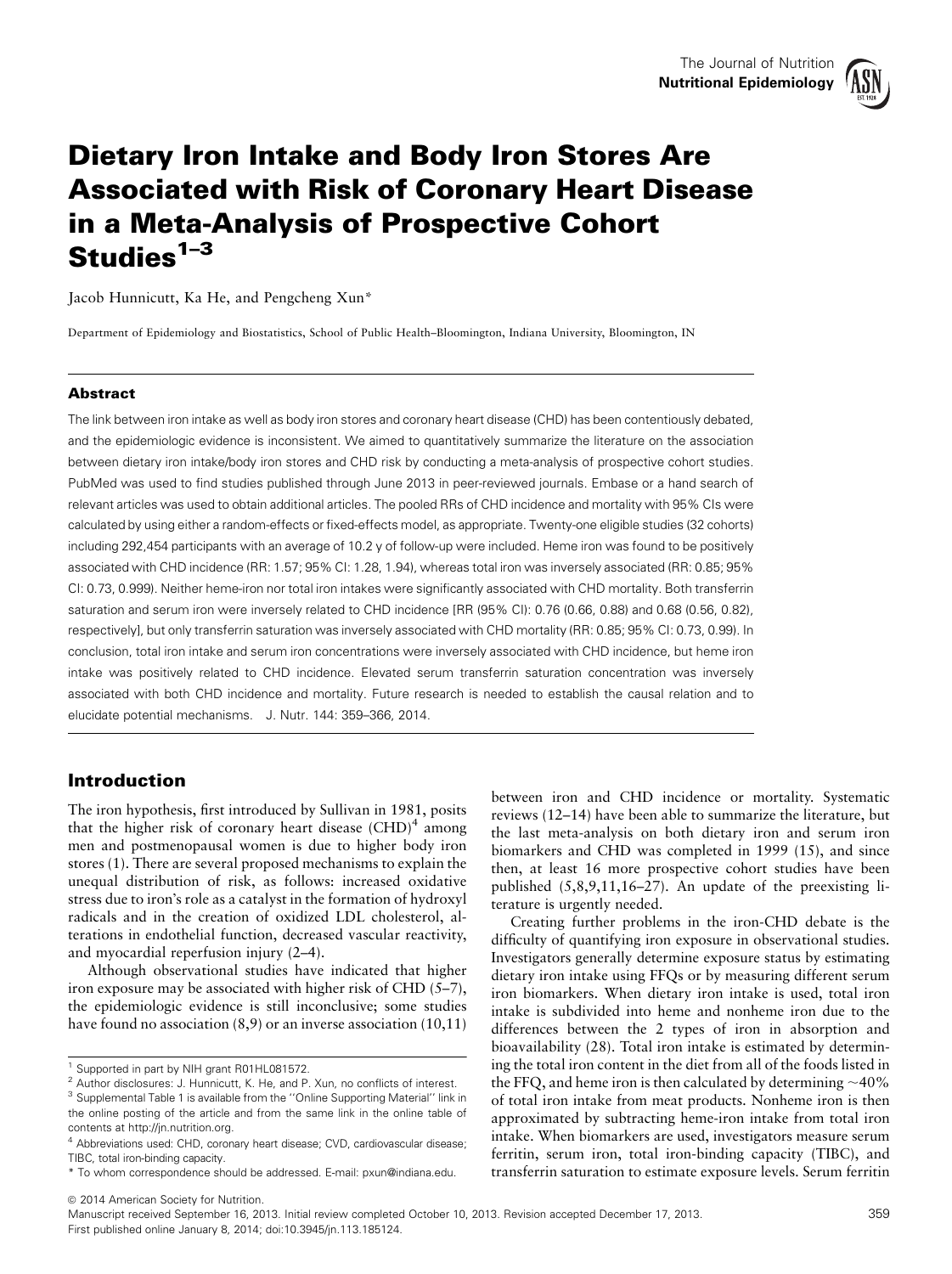# Dietary Iron Intake and Body Iron Stores Are Associated with Risk of Coronary Heart Disease in a Meta-Analysis of Prospective Cohort Studies[1–3]

Jacob Hunnicutt, Ka He, and Pengcheng Xun*

Department of Epidemiology and Biostatistics, School of Public Health–Bloomington, Indiana University, Bloomington, IN

## Abstract

The link between iron intake as well as body iron stores and coronary heart disease (CHD) has been contentiously debated, and the epidemiologic evidence is inconsistent. We aimed to quantitatively summarize the literature on the association between dietary iron intake/body iron stores and CHD risk by conducting a meta-analysis of prospective cohort studies. PubMed was used to find studies published through June 2013 in peer-reviewed journals. Embase or a hand search of relevant articles was used to obtain additional articles. The pooled RRs of CHD incidence and mortality with 95% CIs were calculated by using either a random-effects or fixed-effects model, as appropriate. Twenty-one eligible studies (32 cohorts) including 292,454 participants with an average of 10.2 y of follow-up were included. Heme iron was found to be positively associated with CHD incidence (RR: 1.57; 95% CI: 1.28, 1.94), whereas total iron was inversely associated (RR: 0.85; 95% CI: 0.73, 0.999). Neither heme-iron nor total iron intakes were significantly associated with CHD mortality. Both transferrin saturation and serum iron were inversely related to CHD incidence [RR (95% CI): 0.76 (0.66, 0.88) and 0.68 (0.56, 0.82), respectively], but only transferrin saturation was inversely associated with CHD mortality (RR: 0.85; 95% CI: 0.73, 0.99). In conclusion, total iron intake and serum iron concentrations were inversely associated with CHD incidence, but heme iron intake was positively related to CHD incidence. Elevated serum transferrin saturation concentration was inversely associated with both CHD incidence and mortality. Future research is needed to establish the causal relation and to elucidate potential mechanisms. J. Nutr. 144: 359–366, 2014.

## Introduction

The iron hypothesis, first introduced by Sullivan in 1981, posits that the higher risk of coronary heart disease (CHD)[4] among men and postmenopausal women is due to higher body iron stores (1). There are several proposed mechanisms to explain the unequal distribution of risk, as follows: increased oxidative stress due to iron's role as a catalyst in the formation of hydroxyl radicals and in the creation of oxidized LDL cholesterol, alterations in endothelial function, decreased vascular reactivity, and myocardial reperfusion injury (2–4).

Although observational studies have indicated that higher iron exposure may be associated with higher risk of CHD (5–7), the epidemiologic evidence is still inconclusive; some studies have found no association (8,9) or an inverse association (10,11) between iron and CHD incidence or mortality. Systematic reviews (12–14) have been able to summarize the literature, but the last meta-analysis on both dietary iron and serum iron biomarkers and CHD was completed in 1999 (15), and since then, at least 16 more prospective cohort studies have been published (5,8,9,11,16–27). An update of the preexisting literature is urgently needed.

Creating further problems in the iron-CHD debate is the difficulty of quantifying iron exposure in observational studies. Investigators generally determine exposure status by estimating dietary iron intake using FFQs or by measuring different serum iron biomarkers. When dietary iron intake is used, total iron intake is subdivided into heme and nonheme iron due to the differences between the 2 types of iron in absorption and bioavailability (28). Total iron intake is estimated by determining the total iron content in the diet from all of the foods listed in the FFQ, and heme iron is then calculated by determining ~40% of total iron intake from meat products. Nonheme iron is then approximated by subtracting heme-iron intake from total iron intake. When biomarkers are used, investigators measure serum ferritin, serum iron, total iron-binding capacity (TIBC), and transferrin saturation to estimate exposure levels. Serum ferritin

[1] Supported in part by NIH grant R01HL081572.

[2] Author disclosures: J. Hunnicutt, K. He, and P. Xun, no conflicts of interest.

[3] Supplemental Table 1 is available from the "Online Supporting Material" link in the online posting of the article and from the same link in the online table of contents at http://jn.nutrition.org.

[4] Abbreviations used: CHD, coronary heart disease; CVD, cardiovascular disease; TIBC, total iron-binding capacity.

* To whom correspondence should be addressed. E-mail: pxun@indiana.edu.

© 2014 American Society for Nutrition.

Manuscript received September 16, 2013. Initial review completed October 10, 2013. Revision accepted December 17, 2013.

First published online January 8, 2014; doi:10.3945/jn.113.185124.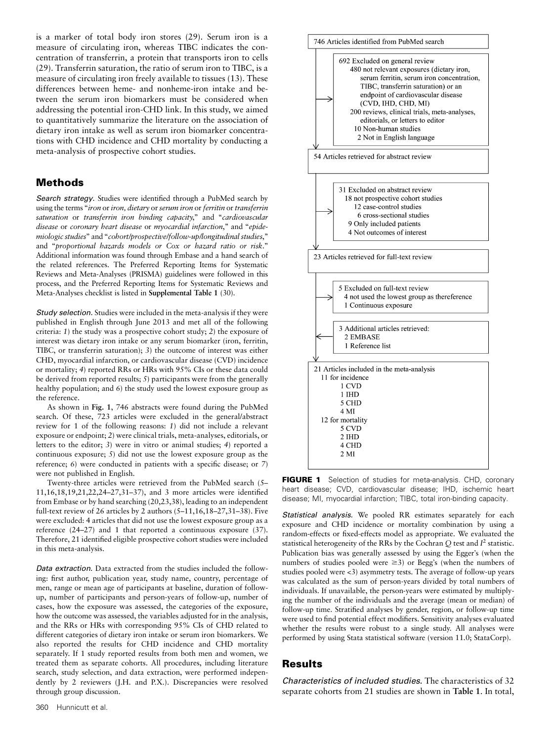is a marker of total body iron stores (29). Serum iron is a measure of circulating iron, whereas TIBC indicates the concentration of transferrin, a protein that transports iron to cells (29). Transferrin saturation, the ratio of serum iron to TIBC, is a measure of circulating iron freely available to tissues (13). These differences between heme- and nonheme-iron intake and between the serum iron biomarkers must be considered when addressing the potential iron-CHD link. In this study, we aimed to quantitatively summarize the literature on the association of dietary iron intake as well as serum iron biomarker concentrations with CHD incidence and CHD mortality by conducting a meta-analysis of prospective cohort studies.

## Methods

*Search strategy.* Studies were identified through a PubMed search by using the terms "*iron* or *iron, dietary* or *serum iron* or *ferritin* or *transferrin saturation* or *transferrin iron binding capacity*," and "*cardiovascular disease* or *coronary heart disease* or *myocardial infarction*," and "*epidemiologic studies*" and "*cohort/prospective/follow-up/longitudinal studies*," and "*proportional hazards models or Cox or hazard ratio or risk*." Additional information was found through Embase and a hand search of the related references. The Preferred Reporting Items for Systematic Reviews and Meta-Analyses (PRISMA) guidelines were followed in this process, and the Preferred Reporting Items for Systematic Reviews and Meta-Analyses checklist is listed in **Supplemental Table 1** (30).

*Study selection.* Studies were included in the meta-analysis if they were published in English through June 2013 and met all of the following criteria: *1*) the study was a prospective cohort study; *2*) the exposure of interest was dietary iron intake or any serum biomarker (iron, ferritin, TIBC, or transferrin saturation); *3*) the outcome of interest was either CHD, myocardial infarction, or cardiovascular disease (CVD) incidence or mortality; *4*) reported RRs or HRs with 95% CIs or these data could be derived from reported results; *5*) participants were from the generally healthy population; and *6*) the study used the lowest exposure group as the reference.

As shown in **Fig. 1**, 746 abstracts were found during the PubMed search. Of these, 723 articles were excluded in the general/abstract review for 1 of the following reasons: *1*) did not include a relevant exposure or endpoint; *2*) were clinical trials, meta-analyses, editorials, or letters to the editor; *3*) were in vitro or animal studies; *4*) reported a continuous exposure; *5*) did not use the lowest exposure group as the reference; *6*) were conducted in patients with a specific disease; or *7*) were not published in English.

Twenty-three articles were retrieved from the PubMed search (5–11,16,18,19,21,22,24–27,31–37), and 3 more articles were identified from Embase or by hand searching (20,23,38), leading to an independent full-text review of 26 articles by 2 authors (5–11,16,18–27,31–38). Five were excluded: 4 articles that did not use the lowest exposure group as a reference (24–27) and 1 that reported a continuous exposure (37). Therefore, 21 identified eligible prospective cohort studies were included in this meta-analysis.

*Data extraction.* Data extracted from the studies included the following: first author, publication year, study name, country, percentage of men, range or mean age of participants at baseline, duration of follow-up, number of participants and person-years of follow-up, number of cases, how the exposure was assessed, the categories of the exposure, how the outcome was assessed, the variables adjusted for in the analysis, and the RRs or HRs with corresponding 95% CIs of CHD related to different categories of dietary iron intake or serum iron biomarkers. We also reported the results for CHD incidence and CHD mortality separately. If 1 study reported results from both men and women, we treated them as separate cohorts. All procedures, including literature search, study selection, and data extraction, were performed independently by 2 reviewers (J.H. and P.X.). Discrepancies were resolved through group discussion.

746 Articles identified from PubMed search

- 692 Excluded on general review
  - 480 not relevant exposures (dietary iron, serum ferritin, serum iron concentration, TIBC, transferrin saturation) or an endpoint of cardiovascular disease (CVD, IHD, CHD, MI)
  - 200 reviews, clinical trials, meta-analyses, editorials, or letters to editor
  - 10 Non-human studies
  - 2 Not in English language

54 Articles retrieved for abstract review

- 31 Excluded on abstract review
  - 18 not prospective cohort studies
    - 12 case-control studies
    - 6 cross-sectional studies
  - 9 Only included patients
  - 4 Not outcomes of interest

23 Articles retrieved for full-text review

- 5 Excluded on full-text review
  - 4 not used the lowest group as thereference
  - 1 Continuous exposure
- 3 Additional articles retrieved:
  - 2 EMBASE
  - 1 Reference list

21 Articles included in the meta-analysis
- 11 for incidence
  - 1 CVD
  - 1 IHD
  - 5 CHD
  - 4 MI
- 12 for mortality
  - 5 CVD
  - 2 IHD
  - 4 CHD
  - 2 MI

**FIGURE 1** Selection of studies for meta-analysis. CHD, coronary heart disease; CVD, cardiovascular disease; IHD, ischemic heart disease; MI, myocardial infarction; TIBC, total iron-binding capacity.

*Statistical analysis.* We pooled RR estimates separately for each exposure and CHD incidence or mortality combination by using a random-effects or fixed-effects model as appropriate. We evaluated the statistical heterogeneity of the RRs by the Cochran $Q$ test and $I^2$ statistic. Publication bias was generally assessed by using the Egger's (when the numbers of studies pooled were $\geq$3) or Begg's (when the numbers of studies pooled were <3) asymmetry tests. The average of follow-up years was calculated as the sum of person-years divided by total numbers of individuals. If unavailable, the person-years were estimated by multiplying the number of the individuals and the average (mean or median) of follow-up time. Stratified analyses by gender, region, or follow-up time were used to find potential effect modifiers. Sensitivity analyses evaluated whether the results were robust to a single study. All analyses were performed by using Stata statistical software (version 11.0; StataCorp).

## Results

*Characteristics of included studies.* The characteristics of 32 separate cohorts from 21 studies are shown in **Table 1**. In total,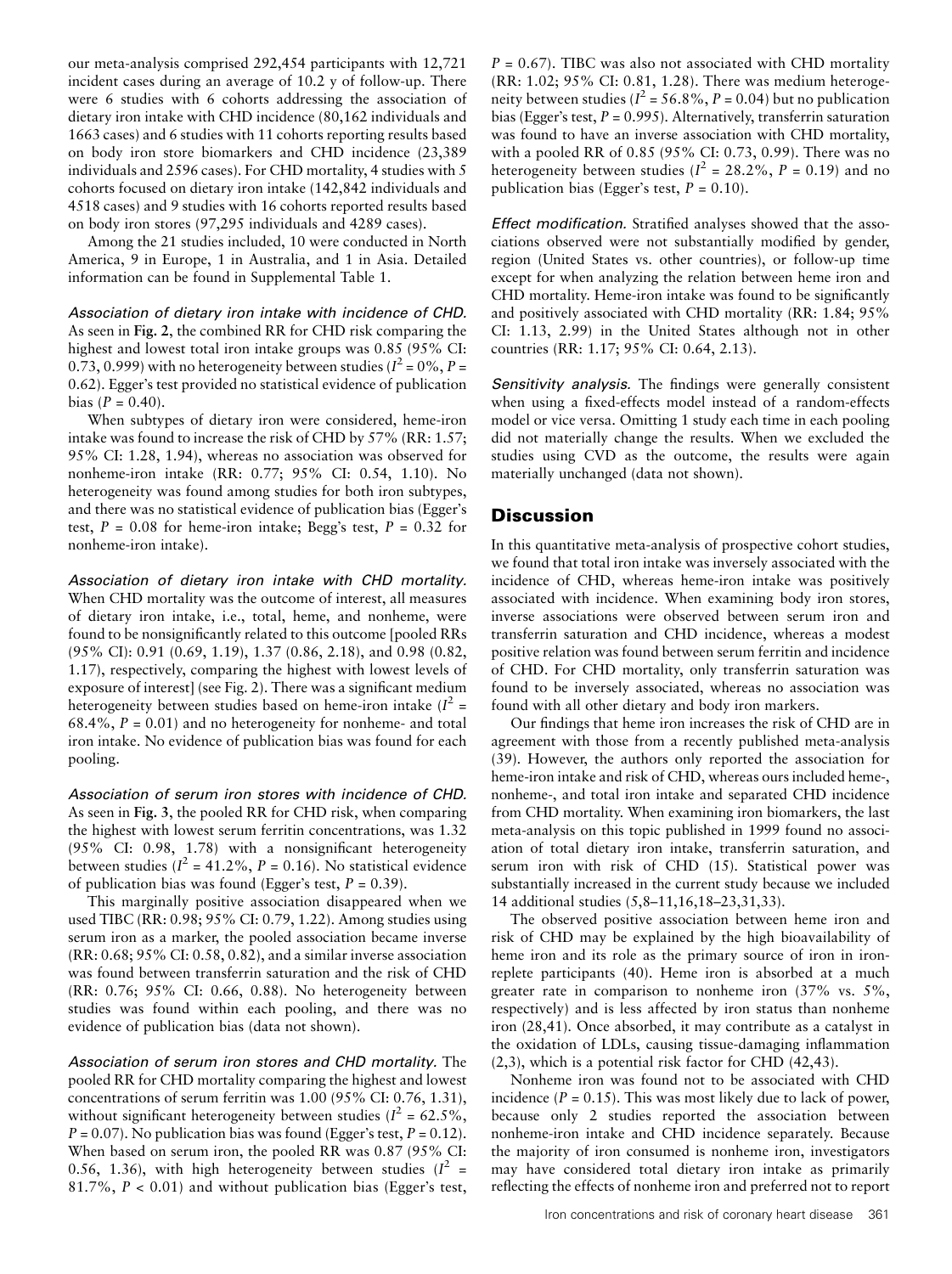our meta-analysis comprised 292,454 participants with 12,721 incident cases during an average of 10.2 y of follow-up. There were 6 studies with 6 cohorts addressing the association of dietary iron intake with CHD incidence (80,162 individuals and 1663 cases) and 6 studies with 11 cohorts reporting results based on body iron store biomarkers and CHD incidence (23,389 individuals and 2596 cases). For CHD mortality, 4 studies with 5 cohorts focused on dietary iron intake (142,842 individuals and 4518 cases) and 9 studies with 16 cohorts reported results based on body iron stores (97,295 individuals and 4289 cases).

Among the 21 studies included, 10 were conducted in North America, 9 in Europe, 1 in Australia, and 1 in Asia. Detailed information can be found in Supplemental Table 1.

*Association of dietary iron intake with incidence of CHD.* As seen in **Fig. 2**, the combined RR for CHD risk comparing the highest and lowest total iron intake groups was 0.85 (95% CI: 0.73, 0.999) with no heterogeneity between studies ($I^2 = 0\%$, $P = 0.62$). Egger's test provided no statistical evidence of publication bias ($P = 0.40$).

When subtypes of dietary iron were considered, heme-iron intake was found to increase the risk of CHD by 57% (RR: 1.57; 95% CI: 1.28, 1.94), whereas no association was observed for nonheme-iron intake (RR: 0.77; 95% CI: 0.54, 1.10). No heterogeneity was found among studies for both iron subtypes, and there was no statistical evidence of publication bias (Egger's test, $P = 0.08$ for heme-iron intake; Begg's test, $P = 0.32$ for nonheme-iron intake).

*Association of dietary iron intake with CHD mortality.* When CHD mortality was the outcome of interest, all measures of dietary iron intake, i.e., total, heme, and nonheme, were found to be nonsignificantly related to this outcome [pooled RRs (95% CI): 0.91 (0.69, 1.19), 1.37 (0.86, 2.18), and 0.98 (0.82, 1.17), respectively, comparing the highest with lowest levels of exposure of interest] (see Fig. 2). There was a significant medium heterogeneity between studies based on heme-iron intake ($I^2 = 68.4\%$, $P = 0.01$) and no heterogeneity for nonheme- and total iron intake. No evidence of publication bias was found for each pooling.

*Association of serum iron stores with incidence of CHD.* As seen in **Fig. 3**, the pooled RR for CHD risk, when comparing the highest with lowest serum ferritin concentrations, was 1.32 (95% CI: 0.98, 1.78) with a nonsignificant heterogeneity between studies ($I^2 = 41.2\%$, $P = 0.16$). No statistical evidence of publication bias was found (Egger's test, $P = 0.39$).

This marginally positive association disappeared when we used TIBC (RR: 0.98; 95% CI: 0.79, 1.22). Among studies using serum iron as a marker, the pooled association became inverse (RR: 0.68; 95% CI: 0.58, 0.82), and a similar inverse association was found between transferrin saturation and the risk of CHD (RR: 0.76; 95% CI: 0.66, 0.88). No heterogeneity between studies was found within each pooling, and there was no evidence of publication bias (data not shown).

*Association of serum iron stores and CHD mortality.* The pooled RR for CHD mortality comparing the highest and lowest concentrations of serum ferritin was 1.00 (95% CI: 0.76, 1.31), without significant heterogeneity between studies ($I^2 = 62.5\%$, $P = 0.07$). No publication bias was found (Egger's test, $P = 0.12$). When based on serum iron, the pooled RR was 0.87 (95% CI: 0.56, 1.36), with high heterogeneity between studies ($I^2 = 81.7\%$, $P < 0.01$) and without publication bias (Egger's test, $P = 0.67$). TIBC was also not associated with CHD mortality (RR: 1.02; 95% CI: 0.81, 1.28). There was medium heterogeneity between studies ($I^2 = 56.8\%$, $P = 0.04$) but no publication bias (Egger's test, $P = 0.995$). Alternatively, transferrin saturation was found to have an inverse association with CHD mortality, with a pooled RR of 0.85 (95% CI: 0.73, 0.99). There was no heterogeneity between studies ($I^2 = 28.2\%$, $P = 0.19$) and no publication bias (Egger's test, $P = 0.10$).

*Effect modification.* Stratified analyses showed that the associations observed were not substantially modified by gender, region (United States vs. other countries), or follow-up time except for when analyzing the relation between heme iron and CHD mortality. Heme-iron intake was found to be significantly and positively associated with CHD mortality (RR: 1.84; 95% CI: 1.13, 2.99) in the United States although not in other countries (RR: 1.17; 95% CI: 0.64, 2.13).

*Sensitivity analysis.* The findings were generally consistent when using a fixed-effects model instead of a random-effects model or vice versa. Omitting 1 study each time in each pooling did not materially change the results. When we excluded the studies using CVD as the outcome, the results were again materially unchanged (data not shown).

## Discussion

In this quantitative meta-analysis of prospective cohort studies, we found that total iron intake was inversely associated with the incidence of CHD, whereas heme-iron intake was positively associated with incidence. When examining body iron stores, inverse associations were observed between serum iron and transferrin saturation and CHD incidence, whereas a modest positive relation was found between serum ferritin and incidence of CHD. For CHD mortality, only transferrin saturation was found to be inversely associated, whereas no association was found with all other dietary and body iron markers.

Our findings that heme iron increases the risk of CHD are in agreement with those from a recently published meta-analysis (39). However, the authors only reported the association for heme-iron intake and risk of CHD, whereas ours included heme-, nonheme-, and total iron intake and separated CHD incidence from CHD mortality. When examining iron biomarkers, the last meta-analysis on this topic published in 1999 found no association of total dietary iron intake, transferrin saturation, and serum iron with risk of CHD (15). Statistical power was substantially increased in the current study because we included 14 additional studies (5,8–11,16,18–23,31,33).

The observed positive association between heme iron and risk of CHD may be explained by the high bioavailability of heme iron and its role as the primary source of iron in iron-replete participants (40). Heme iron is absorbed at a much greater rate in comparison to nonheme iron (37% vs. 5%, respectively) and is less affected by iron status than nonheme iron (28,41). Once absorbed, it may contribute as a catalyst in the oxidation of LDLs, causing tissue-damaging inflammation (2,3), which is a potential risk factor for CHD (42,43).

Nonheme iron was found not to be associated with CHD incidence ($P = 0.15$). This was most likely due to lack of power, because only 2 studies reported the association between nonheme-iron intake and CHD incidence separately. Because the majority of iron consumed is nonheme iron, investigators may have considered total dietary iron intake as primarily reflecting the effects of nonheme iron and preferred not to report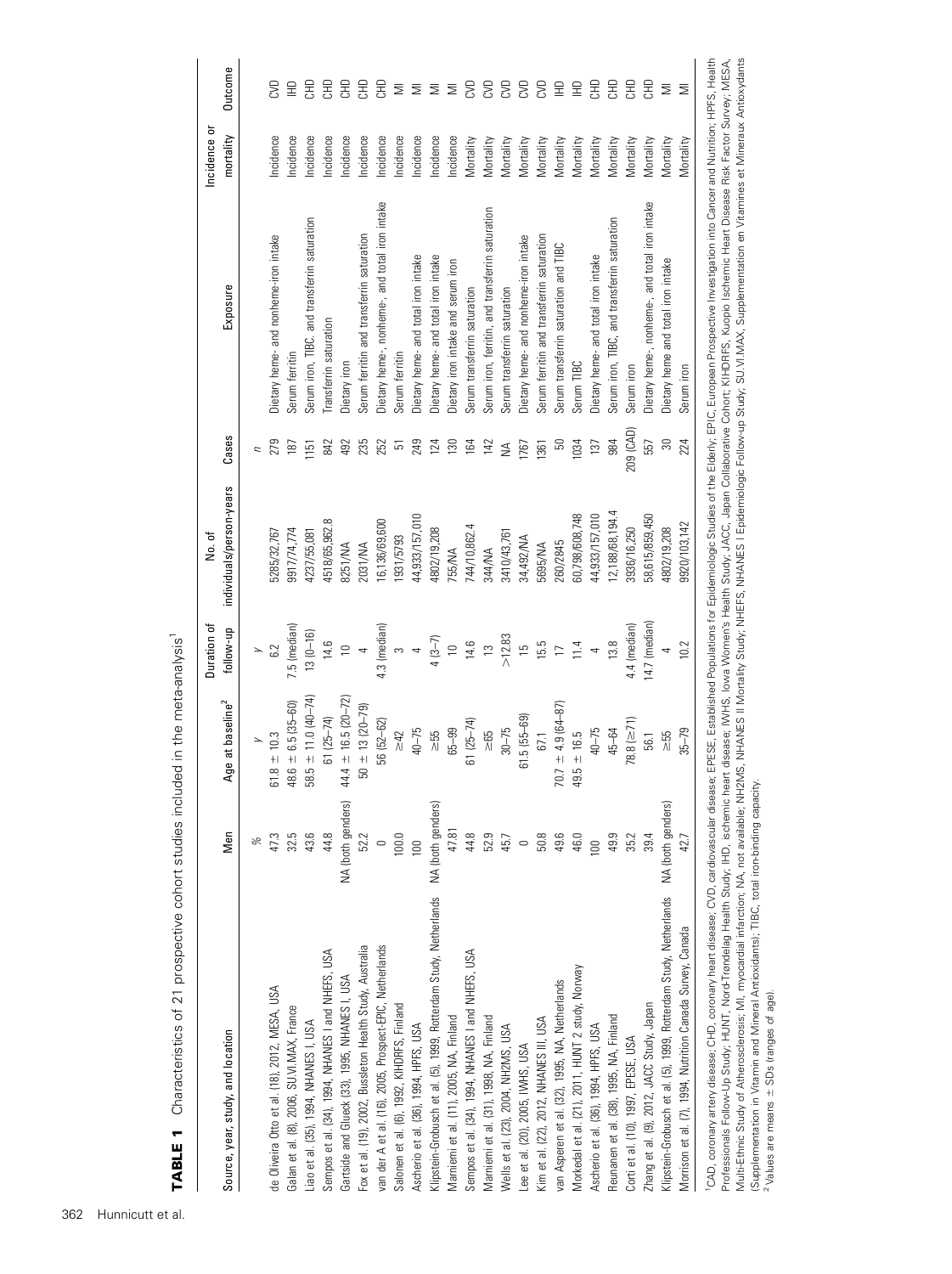**TABLE 1** Characteristics of 21 prospective cohort studies included in the meta-analysis[1]

| Source, year, study, and location | Men | Age at baseline[2] | Duration of follow-up | No. of individuals/person-years | Cases | Exposure | Incidence or mortality | Outcome |
|---|---|---|---|---|---|---|---|---|
| | % | y | y | | n | | | |
| de Oliveira Otto et al. (18), 2012, MESA, USA | 47.3 | 61.8 ± 10.3 | 6.2 | 5285/32,767 | 279 | Dietary heme- and nonheme-iron intake | Incidence | CVD |
| Galan et al. (8), 2006, SU.VI.MAX, France | 32.5 | 48.6 ± 6.5 (35–60) | 7.5 (median) | 9917/74,774 | 187 | Serum ferritin | Incidence | IHD |
| Liao et al. (35), 1994, NHANES I, USA | 43.6 | 58.5 ± 11.0 (40–74) | 13 (0–16) | 4237/55,081 | 1151 | Serum iron, TIBC, and transferrin saturation | Incidence | CHD |
| Sempos et al. (34), 1994, NHANES I and NHEFS, USA | 44.8 | 61 (25–74) | 14.6 | 4518/65,962.8 | 842 | Transferrin saturation | Incidence | CHD |
| Gartside and Glueck (33), 1995, NHANES I, USA | NA (both genders) | 44.4 ± 16.5 (20–72) | 10 | 8251/NA | 492 | Dietary iron | Incidence | CHD |
| Fox et al. (19), 2002, Busselton Health Study, Australia | 52.2 | 50 ± 13 (20–79) | 4 | 2031/NA | 235 | Serum ferritin and transferrin saturation | Incidence | CHD |
| van der A et al. (16), 2005, Prospect-EPIC, Netherlands | 0 | 56 (52–62) | 4.3 (median) | 16,136/69,600 | 252 | Dietary heme-, nonheme-, and total iron intake | Incidence | CHD |
| Salonen et al. (6), 1992, KIHDRFS, Finland | 100.0 | ≥42 | 3 | 1931/5793 | 51 | Serum ferritin | Incidence | MI |
| Ascherio et al. (36), 1994, HPFS, USA | 100 | 40–75 | 4 | 44,933/157,010 | 249 | Dietary heme- and total iron intake | Incidence | MI |
| Klipstein-Grobusch et al. (5), 1999, Rotterdam Study, Netherlands | NA (both genders) | ≥55 | 4 (3–7) | 4802/19,208 | 124 | Dietary heme- and total iron intake | Incidence | MI |
| Marniemi et al. (11), 2005, NA, Finland | 47.81 | 65–99 | 10 | 755/NA | 130 | Dietary iron intake and serum iron | Incidence | MI |
| Sempos et al. (34), 1994, NHANES I and NHEFS, USA | 44.8 | 61 (25–74) | 14.6 | 744/10,862.4 | 164 | Serum transferrin saturation | Mortality | CVD |
| Marniemi et al. (31), 1998, NA, Finland | 52.9 | ≥65 | 13 | 344/NA | 142 | Serum iron, ferritin, and transferrin saturation | Mortality | CVD |
| Wells et al. (23), 2004, NH2MS, USA | 45.7 | 30–75 | >12.83 | 3410/43,761 | NA | Serum transferrin saturation | Mortality | CVD |
| Lee et al. (20), 2005, IWHS, USA | 0 | 61.5 (55–69) | 15 | 34,492/NA | 1767 | Dietary heme- and nonheme-iron intake | Mortality | CVD |
| Kim et al. (22), 2012, NHANES III, USA | 50.8 | 67.1 | 15.5 | 5695/NA | 1361 | Serum ferritin and transferrin saturation | Mortality | CVD |
| van Asperen et al. (32), 1995, NA, Netherlands | 49.6 | 70.7 ± 4.9 (64–87) | 17 | 260/2845 | 50 | Serum transferrin saturation and TIBC | Mortality | IHD |
| Morkedal et al. (21), 2011, HUNT 2 study, Norway | 46.0 | 49.5 ± 16.5 | 11.4 | 60,798/608,748 | 1034 | Serum TIBC | Mortality | IHD |
| Ascherio et al. (36), 1994, HPFS, USA | 100 | 40–75 | 4 | 44,933/157,010 | 137 | Dietary heme- and total iron intake | Mortality | CHD |
| Reunanen et al. (38), 1995, NA, Finland | 49.9 | 45–64 | 13.8 | 12,188/68,194.4 | 984 | Serum iron, TIBC, and transferrin saturation | Mortality | CHD |
| Corti et al. (10), 1997, EPESE, USA | 35.2 | 78.8 (≥71) | 4.4 (median) | 3936/16,250 | 209 (CAD) | Serum iron | Mortality | CHD |
| Zhang et al. (9), 2012, JACC Study, Japan | 39.4 | 56.1 | 14.7 (median) | 58,615/859,450 | 557 | Dietary heme-, nonheme-, and total iron intake | Mortality | CHD |
| Klipstein-Grobusch et al. (5), 1999, Rotterdam Study, Netherlands | NA (both genders) | ≥55 | 4 | 4802/19,208 | 30 | Dietary heme and total iron intake | Mortality | MI |
| Morrison et al. (7), 1994, Nutrition Canada Survey, Canada | 42.7 | 35–79 | 10.2 | 9920/103,142 | 224 | Serum iron | Mortality | MI |

[1] CAD, coronary artery disease; CHD, coronary heart disease; CVD, cardiovascular disease; EPESE, Established Populations for Epidemiologic Studies of the Elderly; EPIC, European Prospective Investigation into Cancer and Nutrition; HPFS, Health Professionals Follow-Up Study; HUNT, Nord-Trøndelag Health Study; IHD, ischemic heart disease; IWHS, Iowa Women's Health Study; JACC, Japan Collaborative Cohort; KIHDRFS, Kuopio Ischemic Heart Disease Risk Factor Survey; MESA, Multi-Ethnic Study of Atherosclerosis; MI, myocardial infarction; NA, not available; NH2MS, NHANES II Mortality Study; NHEFS, NHANES I Epidemiologic Follow-up Study; SU.VI.MAX, Supplementation en Vitamines et Mineraux Antioxydants (Supplementation in Vitamin and Mineral Antioxidants); TIBC, total iron-binding capacity.

[2] Values are means ± SDs (ranges of age).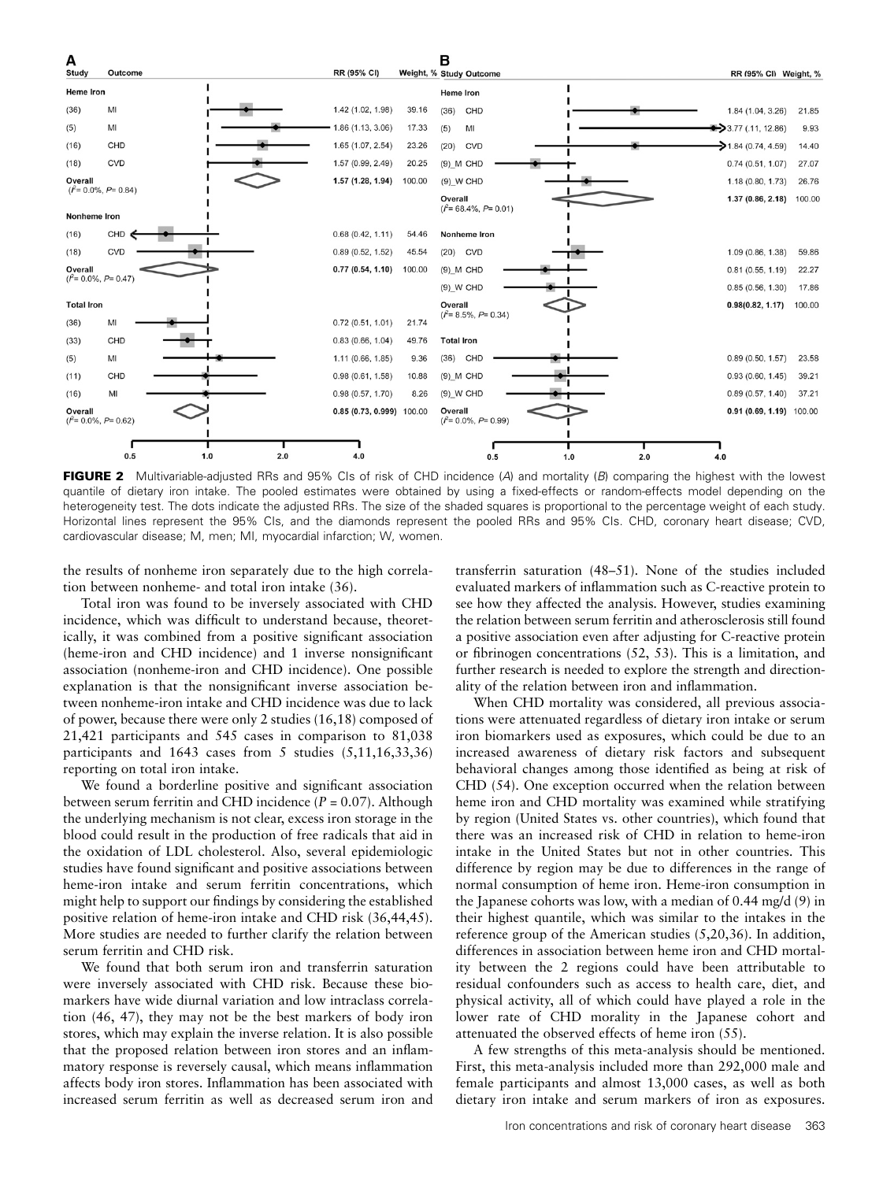**A**

| Study | Outcome | RR (95% CI) | Weight, % |
|---|---|---|---|
| **Heme Iron** | | | |
| (36) | MI | 1.42 (1.02, 1.98) | 39.16 |
| (5) | MI | 1.86 (1.13, 3.06) | 17.33 |
| (16) | CHD | 1.65 (1.07, 2.54) | 23.26 |
| (18) | CVD | 1.57 (0.99, 2.49) | 20.25 |
| Overall ($I^2$= 0.0%, P= 0.84) | | **1.57 (1.28, 1.94)** | 100.00 |
| **Nonheme Iron** | | | |
| (16) | CHD | 0.68 (0.42, 1.11) | 54.46 |
| (18) | CVD | 0.89 (0.52, 1.52) | 45.54 |
| Overall ($I^2$= 0.0%, P= 0.47) | | **0.77 (0.54, 1.10)** | 100.00 |
| **Total Iron** | | | |
| (36) | MI | 0.72 (0.51, 1.01) | 21.74 |
| (33) | CHD | 0.83 (0.66, 1.04) | 49.76 |
| (5) | MI | 1.11 (0.66, 1.85) | 9.36 |
| (11) | CHD | 0.98 (0.61, 1.58) | 10.88 |
| (16) | MI | 0.98 (0.57, 1.70) | 8.26 |
| Overall ($I^2$= 0.0%, P= 0.62) | | **0.85 (0.73, 0.999)** | 100.00 |

**B**

| Study | Outcome | RR (95% CI) | Weight, % |
|---|---|---|---|
| **Heme Iron** | | | |
| (36) | CHD | 1.84 (1.04, 3.26) | 21.85 |
| (5) | MI | 3.77 (.11, 12.86) | 9.93 |
| (20) | CVD | 1.84 (0.74, 4.59) | 14.40 |
| (9)_M | CHD | 0.74 (0.51, 1.07) | 27.07 |
| (9)_W | CHD | 1.18 (0.80, 1.73) | 26.76 |
| Overall ($I^2$= 68.4%, P= 0.01) | | **1.37 (0.86, 2.18)** | 100.00 |
| **Nonheme Iron** | | | |
| (20) | CVD | 1.09 (0.86, 1.38) | 59.86 |
| (9)_M | CHD | 0.81 (0.55, 1.19) | 22.27 |
| (9)_W | CHD | 0.85 (0.56, 1.30) | 17.86 |
| Overall ($I^2$= 8.5%, P= 0.34) | | **0.98(0.82, 1.17)** | 100.00 |
| **Total Iron** | | | |
| (36) | CHD | 0.89 (0.50, 1.57) | 23.58 |
| (9)_M | CHD | 0.93 (0.60, 1.45) | 39.21 |
| (9)_W | CHD | 0.89 (0.57, 1.40) | 37.21 |
| Overall ($I^2$= 0.0%, P= 0.99) | | **0.91 (0.69, 1.19)** | 100.00 |

**FIGURE 2** Multivariable-adjusted RRs and 95% CIs of risk of CHD incidence (*A*) and mortality (*B*) comparing the highest with the lowest quantile of dietary iron intake. The pooled estimates were obtained by using a fixed-effects or random-effects model depending on the heterogeneity test. The dots indicate the adjusted RRs. The size of the shaded squares is proportional to the percentage weight of each study. Horizontal lines represent the 95% CIs, and the diamonds represent the pooled RRs and 95% CIs. CHD, coronary heart disease; CVD, cardiovascular disease; M, men; MI, myocardial infarction; W, women.

the results of nonheme iron separately due to the high correlation between nonheme- and total iron intake (36).

Total iron was found to be inversely associated with CHD incidence, which was difficult to understand because, theoretically, it was combined from a positive significant association (heme-iron and CHD incidence) and 1 inverse nonsignificant association (nonheme-iron and CHD incidence). One possible explanation is that the nonsignificant inverse association between nonheme-iron intake and CHD incidence was due to lack of power, because there were only 2 studies (16,18) composed of 21,421 participants and 545 cases in comparison to 81,038 participants and 1643 cases from 5 studies (5,11,16,33,36) reporting on total iron intake.

We found a borderline positive and significant association between serum ferritin and CHD incidence ($P$ = 0.07). Although the underlying mechanism is not clear, excess iron storage in the blood could result in the production of free radicals that aid in the oxidation of LDL cholesterol. Also, several epidemiologic studies have found significant and positive associations between heme-iron intake and serum ferritin concentrations, which might help to support our findings by considering the established positive relation of heme-iron intake and CHD risk (36,44,45). More studies are needed to further clarify the relation between serum ferritin and CHD risk.

We found that both serum iron and transferrin saturation were inversely associated with CHD risk. Because these biomarkers have wide diurnal variation and low intraclass correlation (46, 47), they may not be the best markers of body iron stores, which may explain the inverse relation. It is also possible that the proposed relation between iron stores and an inflammatory response is reversely causal, which means inflammation affects body iron stores. Inflammation has been associated with increased serum ferritin as well as decreased serum iron and transferrin saturation (48–51). None of the studies included evaluated markers of inflammation such as C-reactive protein to see how they affected the analysis. However, studies examining the relation between serum ferritin and atherosclerosis still found a positive association even after adjusting for C-reactive protein or fibrinogen concentrations (52, 53). This is a limitation, and further research is needed to explore the strength and directionality of the relation between iron and inflammation.

When CHD mortality was considered, all previous associations were attenuated regardless of dietary iron intake or serum iron biomarkers used as exposures, which could be due to an increased awareness of dietary risk factors and subsequent behavioral changes among those identified as being at risk of CHD (54). One exception occurred when the relation between heme iron and CHD mortality was examined while stratifying by region (United States vs. other countries), which found that there was an increased risk of CHD in relation to heme-iron intake in the United States but not in other countries. This difference by region may be due to differences in the range of normal consumption of heme iron. Heme-iron consumption in the Japanese cohorts was low, with a median of 0.44 mg/d (9) in their highest quantile, which was similar to the intakes in the reference group of the American studies (5,20,36). In addition, differences in association between heme iron and CHD mortality between the 2 regions could have been attributable to residual confounders such as access to health care, diet, and physical activity, all of which could have played a role in the lower rate of CHD morality in the Japanese cohort and attenuated the observed effects of heme iron (55).

A few strengths of this meta-analysis should be mentioned. First, this meta-analysis included more than 292,000 male and female participants and almost 13,000 cases, as well as both dietary iron intake and serum markers of iron as exposures.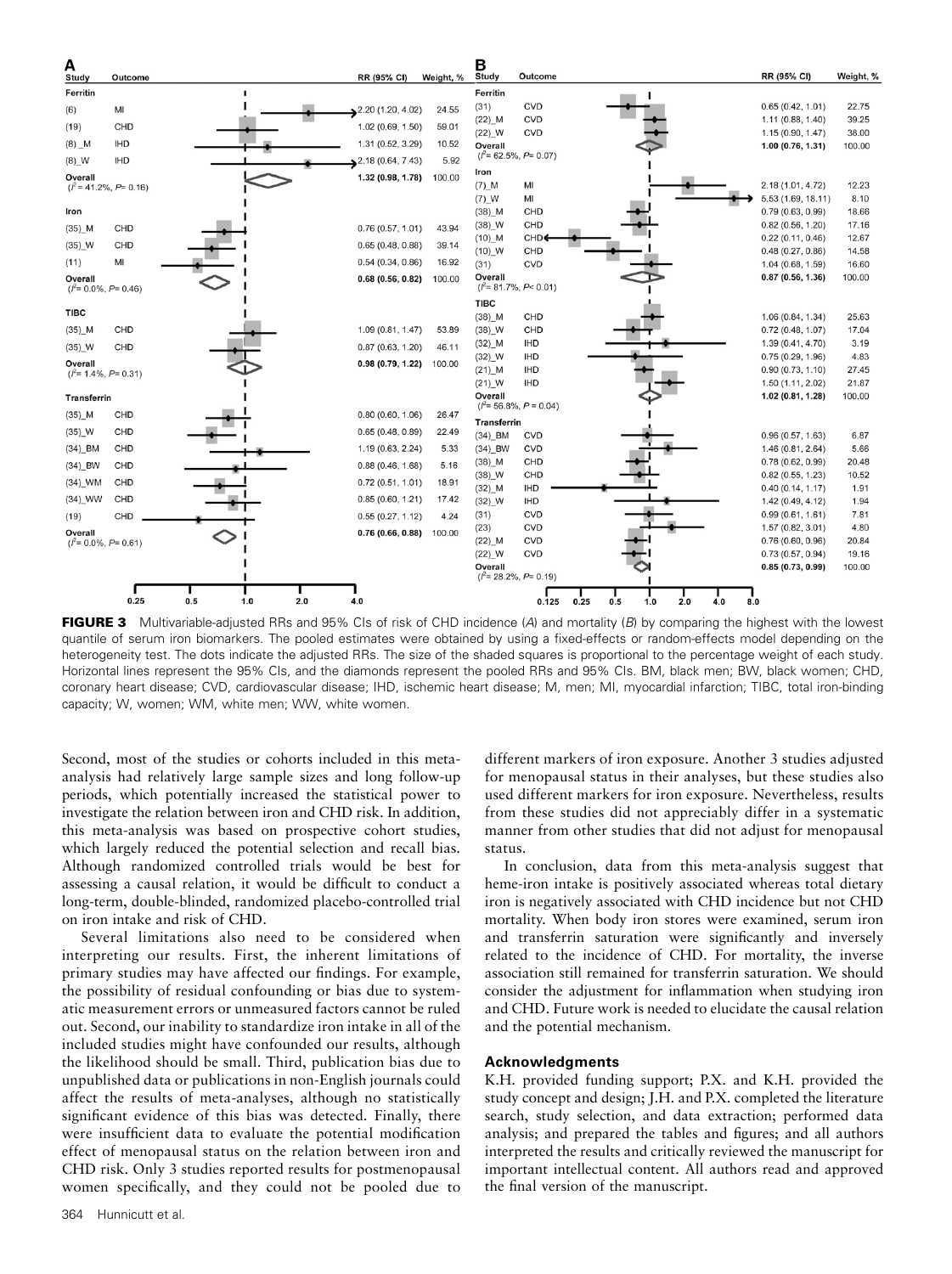A

Study Outcome RR (95% CI) Weight, %

Ferritin

(6) MI 2.20 (1.20, 4.02) 24.55

(19) CHD 1.02 (0.69, 1.50) 59.01

(8)_M IHD 1.31 (0.52, 3.29) 10.52

(8)_W IHD 2.18 (0.64, 7.43) 5.92

Overall ($I^2$= 41.2%, P= 0.16) 1.32 (0.98, 1.78) 100.00

Iron

(35)_M CHD 0.76 (0.57, 1.01) 43.94

(35)_W CHD 0.65 (0.48, 0.88) 39.14

(11) MI 0.54 (0.34, 0.86) 16.92

Overall ($I^2$= 0.0%, P= 0.46) 0.68 (0.56, 0.82) 100.00

TIBC

(35)_M CHD 1.09 (0.81, 1.47) 53.89

(35)_W CHD 0.87 (0.63, 1.20) 46.11

Overall ($I^2$= 1.4%, P= 0.31) 0.98 (0.79, 1.22) 100.00

Transferrin

(35)_M CHD 0.80 (0.60, 1.06) 26.47

(35)_W CHD 0.65 (0.48, 0.89) 22.49

(34)_BM CHD 1.19 (0.63, 2.24) 5.33

(34)_BW CHD 0.88 (0.46, 1.68) 5.16

(34)_WM CHD 0.72 (0.51, 1.01) 18.91

(34)_WW CHD 0.85 (0.60, 1.21) 17.42

(19) CHD 0.55 (0.27, 1.12) 4.24

Overall ($I^2$= 0.0%, P= 0.61) 0.76 (0.66, 0.88) 100.00

0.25 0.5 1.0 2.0 4.0

B

Study Outcome RR (95% CI) Weight, %

Ferritin

(31) CVD 0.65 (0.42, 1.01) 22.75

(22)_M CVD 1.11 (0.88, 1.40) 39.25

(22)_W CVD 1.15 (0.90, 1.47) 38.00

Overall ($I^2$= 62.5%, P= 0.07) 1.00 (0.76, 1.31) 100.00

Iron

(7)_M MI 2.18 (1.01, 4.72) 12.23

(7)_W MI 5.53 (1.69, 18.11) 8.10

(38)_M CHD 0.79 (0.63, 0.99) 18.66

(38)_W CHD 0.82 (0.56, 1.20) 17.16

(10)_M CHD 0.22 (0.11, 0.46) 12.67

(10)_W CHD 0.48 (0.27, 0.86) 14.58

(31) CVD 1.04 (0.68, 1.59) 16.60

Overall ($I^2$= 81.7%, P< 0.01) 0.87 (0.56, 1.36) 100.00

TIBC

(38)_M CHD 1.06 (0.84, 1.34) 25.63

(38)_W CHD 0.72 (0.48, 1.07) 17.04

(32)_M IHD 1.39 (0.41, 4.70) 3.19

(32)_W IHD 0.75 (0.29, 1.96) 4.83

(21)_M IHD 0.90 (0.73, 1.10) 27.45

(21)_W IHD 1.50 (1.11, 2.02) 21.87

Overall ($I^2$= 56.8%, P = 0.04) 1.02 (0.81, 1.28) 100.00

Transferrin

(34)_BM CVD 0.96 (0.57, 1.63) 6.87

(34)_BW CVD 1.46 (0.81, 2.64) 5.66

(38)_M CHD 0.78 (0.62, 0.99) 20.48

(38)_W CHD 0.82 (0.55, 1.23) 10.52

(32)_M IHD 0.40 (0.14, 1.17) 1.91

(32)_W IHD 1.42 (0.49, 4.12) 1.94

(31) CVD 0.99 (0.61, 1.61) 7.81

(23) CVD 1.57 (0.82, 3.01) 4.80

(22)_M CVD 0.76 (0.60, 0.96) 20.84

(22)_W CVD 0.73 (0.57, 0.94) 19.16

Overall ($I^2$= 28.2%, P= 0.19) 0.85 (0.73, 0.99) 100.00

0.125 0.25 0.5 1.0 2.0 4.0 8.0

**FIGURE 3** Multivariable-adjusted RRs and 95% CIs of risk of CHD incidence (*A*) and mortality (*B*) by comparing the highest with the lowest quantile of serum iron biomarkers. The pooled estimates were obtained by using a fixed-effects or random-effects model depending on the heterogeneity test. The dots indicate the adjusted RRs. The size of the shaded squares is proportional to the percentage weight of each study. Horizontal lines represent the 95% CIs, and the diamonds represent the pooled RRs and 95% CIs. BM, black men; BW, black women; CHD, coronary heart disease; CVD, cardiovascular disease; IHD, ischemic heart disease; M, men; MI, myocardial infarction; TIBC, total iron-binding capacity; W, women; WM, white men; WW, white women.

Second, most of the studies or cohorts included in this meta-analysis had relatively large sample sizes and long follow-up periods, which potentially increased the statistical power to investigate the relation between iron and CHD risk. In addition, this meta-analysis was based on prospective cohort studies, which largely reduced the potential selection and recall bias. Although randomized controlled trials would be best for assessing a causal relation, it would be difficult to conduct a long-term, double-blinded, randomized placebo-controlled trial on iron intake and risk of CHD.

Several limitations also need to be considered when interpreting our results. First, the inherent limitations of primary studies may have affected our findings. For example, the possibility of residual confounding or bias due to systematic measurement errors or unmeasured factors cannot be ruled out. Second, our inability to standardize iron intake in all of the included studies might have confounded our results, although the likelihood should be small. Third, publication bias due to unpublished data or publications in non-English journals could affect the results of meta-analyses, although no statistically significant evidence of this bias was detected. Finally, there were insufficient data to evaluate the potential modification effect of menopausal status on the relation between iron and CHD risk. Only 3 studies reported results for postmenopausal women specifically, and they could not be pooled due to different markers of iron exposure. Another 3 studies adjusted for menopausal status in their analyses, but these studies also used different markers for iron exposure. Nevertheless, results from these studies did not appreciably differ in a systematic manner from other studies that did not adjust for menopausal status.

In conclusion, data from this meta-analysis suggest that heme-iron intake is positively associated whereas total dietary iron is negatively associated with CHD incidence but not CHD mortality. When body iron stores were examined, serum iron and transferrin saturation were significantly and inversely related to the incidence of CHD. For mortality, the inverse association still remained for transferrin saturation. We should consider the adjustment for inflammation when studying iron and CHD. Future work is needed to elucidate the causal relation and the potential mechanism.

## Acknowledgments

K.H. provided funding support; P.X. and K.H. provided the study concept and design; J.H. and P.X. completed the literature search, study selection, and data extraction; performed data analysis; and prepared the tables and figures; and all authors interpreted the results and critically reviewed the manuscript for important intellectual content. All authors read and approved the final version of the manuscript.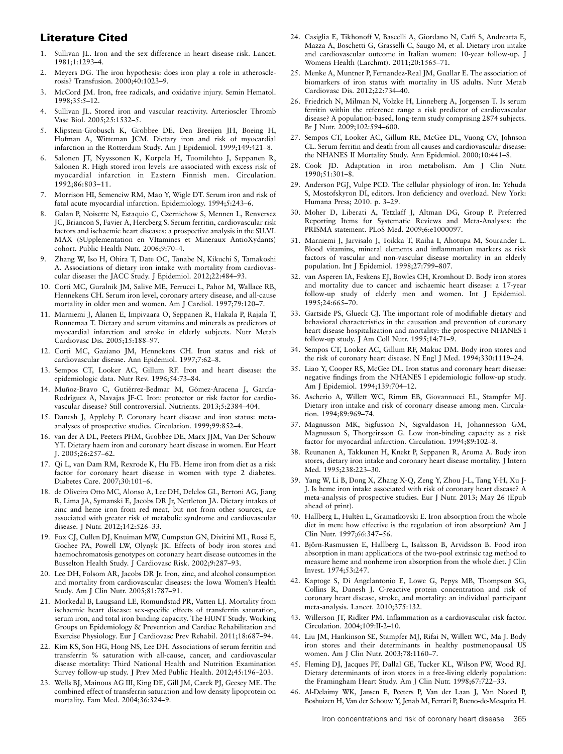## Literature Cited

1. Sullivan JL. Iron and the sex difference in heart disease risk. Lancet. 1981;1:1293–4.
2. Meyers DG. The iron hypothesis: does iron play a role in atherosclerosis? Transfusion. 2000;40:1023–9.
3. McCord JM. Iron, free radicals, and oxidative injury. Semin Hematol. 1998;35:5–12.
4. Sullivan JL. Stored iron and vascular reactivity. Arterioscler Thromb Vasc Biol. 2005;25:1532–5.
5. Klipstein-Grobusch K, Grobbee DE, Den Breeijen JH, Boeing H, Hofman A, Witteman JCM. Dietary iron and risk of myocardial infarction in the Rotterdam Study. Am J Epidemiol. 1999;149:421–8.
6. Salonen JT, Nyyssonen K, Korpela H, Tuomilehto J, Seppanen R, Salonen R. High stored iron levels are associated with excess risk of myocardial infarction in Eastern Finnish men. Circulation. 1992;86:803–11.
7. Morrison HI, Semenciw RM, Mao Y, Wigle DT. Serum iron and risk of fatal acute myocardial infarction. Epidemiology. 1994;5:243–6.
8. Galan P, Noisette N, Estaquio C, Czernichow S, Mennen L, Renversez JC, Briancon S, Favier A, Hercberg S. Serum ferritin, cardiovascular risk factors and ischaemic heart diseases: a prospective analysis in the SU.VI.MAX (SUpplementation en VItamines et Mineraux AntioXydants) cohort. Public Health Nutr. 2006;9:70–4.
9. Zhang W, Iso H, Ohira T, Date OC, Tanabe N, Kikuchi S, Tamakoshi A. Associations of dietary iron intake with mortality from cardiovascular disease: the JACC Study. J Epidemiol. 2012;22:484–93.
10. Corti MC, Guralnik JM, Salive ME, Ferrucci L, Pahor M, Wallace RB, Hennekens CH. Serum iron level, coronary artery disease, and all-cause mortality in older men and women. Am J Cardiol. 1997;79:120–7.
11. Marniemi J, Alanen E, Impivaara O, Seppanen R, Hakala P, Rajala T, Ronnemaa T. Dietary and serum vitamins and minerals as predictors of myocardial infarction and stroke in elderly subjects. Nutr Metab Cardiovasc Dis. 2005;15:188–97.
12. Corti MC, Gaziano JM, Hennekens CH. Iron status and risk of cardiovascular disease. Ann Epidemiol. 1997;7:62–8.
13. Sempos CT, Looker AC, Gillum RF. Iron and heart disease: the epidemiologic data. Nutr Rev. 1996;54:73–84.
14. Muñoz-Bravo C, Gutiérrez-Bedmar M, Gómez-Aracena J, García-Rodríguez A, Navajas JF-C. Iron: protector or risk factor for cardiovascular disease? Still controversial. Nutrients. 2013;5:2384–404.
15. Danesh J, Appleby P. Coronary heart disease and iron status: meta-analyses of prospective studies. Circulation. 1999;99:852–4.
16. van der A DL, Peeters PHM, Grobbee DE, Marx JJM, Van Der Schouw YT. Dietary haem iron and coronary heart disease in women. Eur Heart J. 2005;26:257–62.
17. Qi L, van Dam RM, Rexrode K, Hu FB. Heme iron from diet as a risk factor for coronary heart disease in women with type 2 diabetes. Diabetes Care. 2007;30:101–6.
18. de Oliveira Otto MC, Alonso A, Lee DH, Delclos GL, Bertoni AG, Jiang R, Lima JA, Symanski E, Jacobs DR Jr, Nettleton JA. Dietary intakes of zinc and heme iron from red meat, but not from other sources, are associated with greater risk of metabolic syndrome and cardiovascular disease. J Nutr. 2012;142:526–33.
19. Fox CJ, Cullen DJ, Knuiman MW, Cumpston GN, Divitini ML, Rossi E, Gochee PA, Powell LW, Olynyk JK. Effects of body iron stores and haemochromatosis genotypes on coronary heart disease outcomes in the Busselton Health Study. J Cardiovasc Risk. 2002;9:287–93.
20. Lee DH, Folsom AR, Jacobs DR Jr. Iron, zinc, and alcohol consumption and mortality from cardiovascular diseases: the Iowa Women's Health Study. Am J Clin Nutr. 2005;81:787–91.
21. Morkedal B, Laugsand LE, Romundstad PR, Vatten LJ. Mortality from ischaemic heart disease: sex-specific effects of transferrin saturation, serum iron, and total iron binding capacity. The HUNT Study. Working Groups on Epidemiology & Prevention and Cardiac Rehabilitation and Exercise Physiology. Eur J Cardiovasc Prev Rehabil. 2011;18:687–94.
22. Kim KS, Son HG, Hong NS, Lee DH. Associations of serum ferritin and transferrin % saturation with all-cause, cancer, and cardiovascular disease mortality: Third National Health and Nutrition Examination Survey follow-up study. J Prev Med Public Health. 2012;45:196–203.
23. Wells BJ, Mainous AG III, King DE, Gill JM, Carek PJ, Geesey ME. The combined effect of transferrin saturation and low density lipoprotein on mortality. Fam Med. 2004;36:324–9.
24. Casiglia E, Tikhonoff V, Bascelli A, Giordano N, Caffi S, Andreatta E, Mazza A, Boschetti G, Grasselli C, Saugo M, et al. Dietary iron intake and cardiovascular outcome in Italian women: 10-year follow-up. J Womens Health (Larchmt). 2011;20:1565–71.
25. Menke A, Muntner P, Fernandez-Real JM, Guallar E. The association of biomarkers of iron status with mortality in US adults. Nutr Metab Cardiovasc Dis. 2012;22:734–40.
26. Friedrich N, Milman N, Volzke H, Linneberg A, Jorgensen T. Is serum ferritin within the reference range a risk predictor of cardiovascular disease? A population-based, long-term study comprising 2874 subjects. Br J Nutr. 2009;102:594–600.
27. Sempos CT, Looker AC, Gillum RE, McGee DL, Vuong CV, Johnson CL. Serum ferritin and death from all causes and cardiovascular disease: the NHANES II Mortality Study. Ann Epidemiol. 2000;10:441–8.
28. Cook JD. Adaptation in iron metabolism. Am J Clin Nutr. 1990;51:301–8.
29. Anderson PGJ, Vulpe PCD. The cellular physiology of iron. In: Yehuda S, Mostofskyron DI, editors. Iron deficiency and overload. New York: Humana Press; 2010. p. 3–29.
30. Moher D, Liberati A, Tetzlaff J, Altman DG, Group P. Preferred Reporting Items for Systematic Reviews and Meta-Analyses: the PRISMA statement. PLoS Med. 2009;6:e1000097.
31. Marniemi J, Jarvisalo J, Toikka T, Raiha I, Ahotupa M, Sourander L. Blood vitamins, mineral elements and inflammation markers as risk factors of vascular and non-vascular disease mortality in an elderly population. Int J Epidemiol. 1998;27:799–807.
32. van Asperen IA, Feskens EJ, Bowles CH, Kromhout D. Body iron stores and mortality due to cancer and ischaemic heart disease: a 17-year follow-up study of elderly men and women. Int J Epidemiol. 1995;24:665–70.
33. Gartside PS, Glueck CJ. The important role of modifiable dietary and behavioral characteristics in the causation and prevention of coronary heart disease hospitalization and mortality: the prospective NHANES I follow-up study. J Am Coll Nutr. 1995;14:71–9.
34. Sempos CT, Looker AC, Gillum RF, Makuc DM. Body iron stores and the risk of coronary heart disease. N Engl J Med. 1994;330:1119–24.
35. Liao Y, Cooper RS, McGee DL. Iron status and coronary heart disease: negative findings from the NHANES I epidemiologic follow-up study. Am J Epidemiol. 1994;139:704–12.
36. Ascherio A, Willett WC, Rimm EB, Giovannucci EL, Stampfer MJ. Dietary iron intake and risk of coronary disease among men. Circulation. 1994;89:969–74.
37. Magnusson MK, Sigfusson N, Sigvaldason H, Johannesson GM, Magnusson S, Thorgeirsson G. Low iron-binding capacity as a risk factor for myocardial infarction. Circulation. 1994;89:102–8.
38. Reunanen A, Takkunen H, Knekt P, Seppanen R, Aroma A. Body iron stores, dietary iron intake and coronary heart disease mortality. J Intern Med. 1995;238:223–30.
39. Yang W, Li B, Dong X, Zhang X-Q, Zeng Y, Zhou J-L, Tang Y-H, Xu J-J. Is heme iron intake associated with risk of coronary heart disease? A meta-analysis of prospective studies. Eur J Nutr. 2013; May 26 (Epub ahead of print).
40. Hallberg L, Hultén L, Gramatkovski E. Iron absorption from the whole diet in men: how effective is the regulation of iron absorption? Am J Clin Nutr. 1997;66:347–56.
41. Björn-Rasmussen E, Hallberg L, Isaksson B, Arvidsson B. Food iron absorption in man: applications of the two-pool extrinsic tag method to measure heme and nonheme iron absorption from the whole diet. J Clin Invest. 1974;53:247.
42. Kaptoge S, Di Angelantonio E, Lowe G, Pepys MB, Thompson SG, Collins R, Danesh J. C-reactive protein concentration and risk of coronary heart disease, stroke, and mortality: an individual participant meta-analysis. Lancet. 2010;375:132.
43. Willerson JT, Ridker PM. Inflammation as a cardiovascular risk factor. Circulation. 2004;109:II-2–10.
44. Liu JM, Hankinson SE, Stampfer MJ, Rifai N, Willett WC, Ma J. Body iron stores and their determinants in healthy postmenopausal US women. Am J Clin Nutr. 2003;78:1160–7.
45. Fleming DJ, Jacques PF, Dallal GE, Tucker KL, Wilson PW, Wood RJ. Dietary determinants of iron stores in a free-living elderly population: the Framingham Heart Study. Am J Clin Nutr. 1998;67:722–33.
46. Al-Delaimy WK, Jansen E, Peeters P, Van der Laan J, Van Noord P, Boshuizen H, Van der Schouw Y, Jenab M, Ferrari P, Bueno-de-Mesquita H.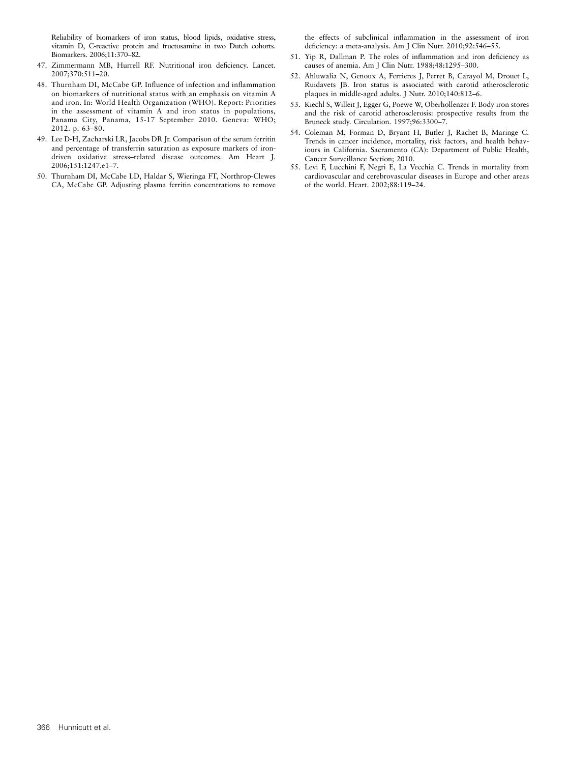Reliability of biomarkers of iron status, blood lipids, oxidative stress, vitamin D, C-reactive protein and fructosamine in two Dutch cohorts. Biomarkers. 2006;11:370–82.

47. Zimmermann MB, Hurrell RF. Nutritional iron deficiency. Lancet. 2007;370:511–20.
48. Thurnham DI, McCabe GP. Influence of infection and inflammation on biomarkers of nutritional status with an emphasis on vitamin A and iron. In: World Health Organization (WHO). Report: Priorities in the assessment of vitamin A and iron status in populations, Panama City, Panama, 15-17 September 2010. Geneva: WHO; 2012. p. 63–80.
49. Lee D-H, Zacharski LR, Jacobs DR Jr. Comparison of the serum ferritin and percentage of transferrin saturation as exposure markers of iron-driven oxidative stress–related disease outcomes. Am Heart J. 2006;151:1247.e1–7.
50. Thurnham DI, McCabe LD, Haldar S, Wieringa FT, Northrop-Clewes CA, McCabe GP. Adjusting plasma ferritin concentrations to remove the effects of subclinical inflammation in the assessment of iron deficiency: a meta-analysis. Am J Clin Nutr. 2010;92:546–55.
51. Yip R, Dallman P. The roles of inflammation and iron deficiency as causes of anemia. Am J Clin Nutr. 1988;48:1295–300.
52. Ahluwalia N, Genoux A, Ferrieres J, Perret B, Carayol M, Drouet L, Ruidavets JB. Iron status is associated with carotid atherosclerotic plaques in middle-aged adults. J Nutr. 2010;140:812–6.
53. Kiechl S, Willeit J, Egger G, Poewe W, Oberhollenzer F. Body iron stores and the risk of carotid atherosclerosis: prospective results from the Bruneck study. Circulation. 1997;96:3300–7.
54. Coleman M, Forman D, Bryant H, Butler J, Rachet B, Maringe C. Trends in cancer incidence, mortality, risk factors, and health behaviours in California. Sacramento (CA): Department of Public Health, Cancer Surveillance Section; 2010.
55. Levi F, Lucchini F, Negri E, La Vecchia C. Trends in mortality from cardiovascular and cerebrovascular diseases in Europe and other areas of the world. Heart. 2002;88:119–24.